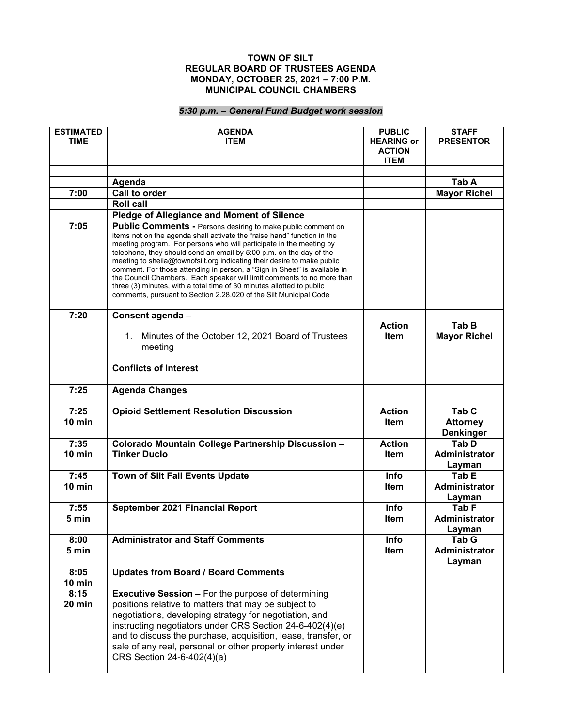# TOWN OF SILT
## REGULAR BOARD OF TRUSTEES AGENDA
## MONDAY, OCTOBER 25, 2021 – 7:00 P.M.
## MUNICIPAL COUNCIL CHAMBERS

***5:30 p.m. – General Fund Budget work session***

| ESTIMATED TIME | AGENDA ITEM | PUBLIC HEARING or ACTION ITEM | STAFF PRESENTOR |
|---|---|---|---|
| | | | |
| | **Agenda** | | **Tab A** |
| **7:00** | **Call to order** | | **Mayor Richel** |
| | **Roll call** | | |
| | **Pledge of Allegiance and Moment of Silence** | | |
| **7:05** | **Public Comments -** Persons desiring to make public comment on items not on the agenda shall activate the "raise hand" function in the meeting program. For persons who will participate in the meeting by telephone, they should send an email by 5:00 p.m. on the day of the meeting to sheila@townofsilt.org indicating their desire to make public comment. For those attending in person, a "Sign in Sheet" is available in the Council Chambers. Each speaker will limit comments to no more than three (3) minutes, with a total time of 30 minutes allotted to public comments, pursuant to Section 2.28.020 of the Silt Municipal Code | | |
| **7:20** | **Consent agenda –** <br> 1. Minutes of the October 12, 2021 Board of Trustees meeting | **Action Item** | **Tab B** <br> **Mayor Richel** |
| | **Conflicts of Interest** | | |
| **7:25** | **Agenda Changes** | | |
| **7:25** <br> **10 min** | **Opioid Settlement Resolution Discussion** | **Action Item** | **Tab C** <br> **Attorney Denkinger** |
| **7:35** <br> **10 min** | **Colorado Mountain College Partnership Discussion – Tinker Duclo** | **Action Item** | **Tab D** <br> **Administrator Layman** |
| **7:45** <br> **10 min** | **Town of Silt Fall Events Update** | **Info Item** | **Tab E** <br> **Administrator Layman** |
| **7:55** <br> **5 min** | **September 2021 Financial Report** | **Info Item** | **Tab F** <br> **Administrator Layman** |
| **8:00** <br> **5 min** | **Administrator and Staff Comments** | **Info Item** | **Tab G** <br> **Administrator Layman** |
| **8:05** <br> **10 min** | **Updates from Board / Board Comments** | | |
| **8:15** <br> **20 min** | **Executive Session –** For the purpose of determining positions relative to matters that may be subject to negotiations, developing strategy for negotiation, and instructing negotiators under CRS Section 24-6-402(4)(e) and to discuss the purchase, acquisition, lease, transfer, or sale of any real, personal or other property interest under CRS Section 24-6-402(4)(a) | | |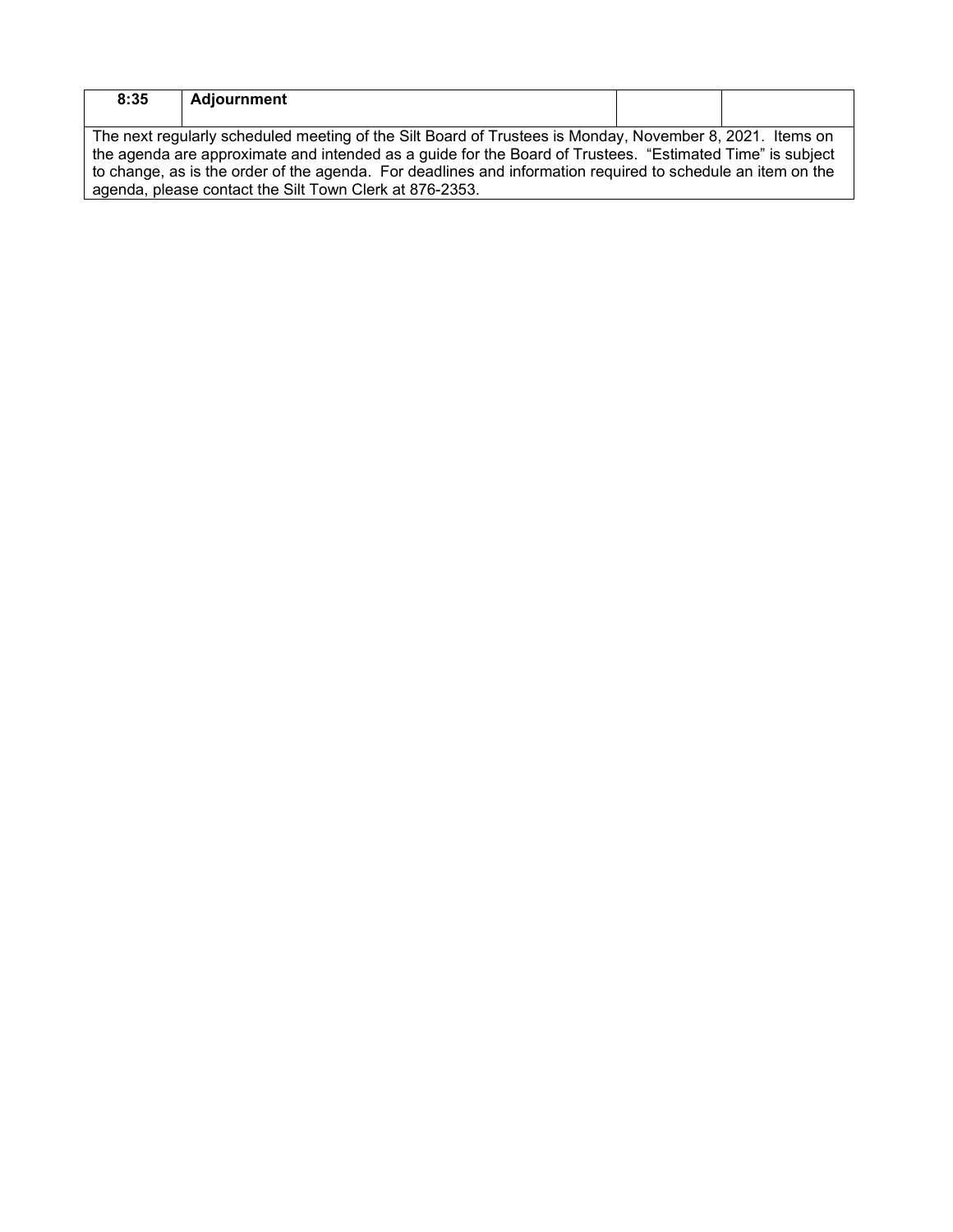| | | | |
|---|---|---|---|
| 8:35 | **Adjournment** | | |

The next regularly scheduled meeting of the Silt Board of Trustees is Monday, November 8, 2021. Items on the agenda are approximate and intended as a guide for the Board of Trustees. "Estimated Time" is subject to change, as is the order of the agenda. For deadlines and information required to schedule an item on the agenda, please contact the Silt Town Clerk at 876-2353.